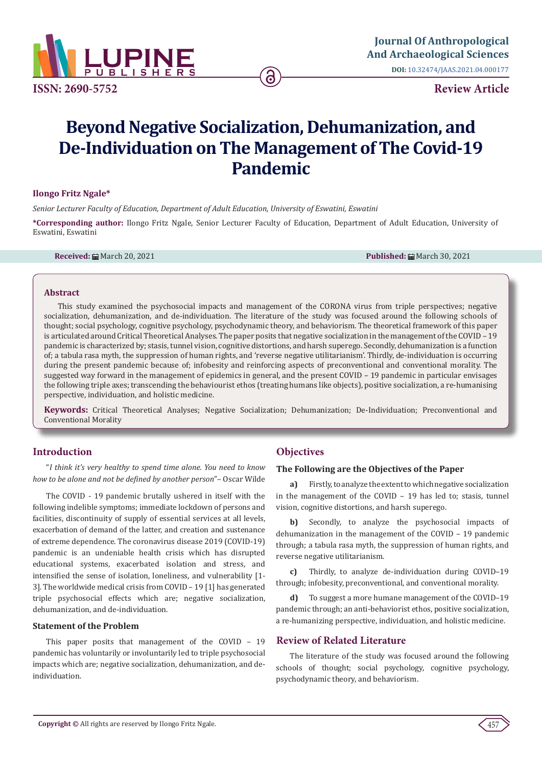Journal Of Anthropological And Archaeological Sciences

DOI: 10.32474/JAAS.2021.04.000177

ISSN: 2690-5752

Review Article

# Beyond Negative Socialization, Dehumanization, and De-Individuation on The Management of The Covid-19 Pandemic

**Ilongo Fritz Ngale***

*Senior Lecturer Faculty of Education, Department of Adult Education, University of Eswatini, Eswatini*

**\*Corresponding author:** Ilongo Fritz Ngale, Senior Lecturer Faculty of Education, Department of Adult Education, University of Eswatini, Eswatini

**Received:** March 20, 2021 **Published:** March 30, 2021

## Abstract

This study examined the psychosocial impacts and management of the CORONA virus from triple perspectives; negative socialization, dehumanization, and de-individuation. The literature of the study was focused around the following schools of thought; social psychology, cognitive psychology, psychodynamic theory, and behaviorism. The theoretical framework of this paper is articulated around Critical Theoretical Analyses. The paper posits that negative socialization in the management of the COVID – 19 pandemic is characterized by; stasis, tunnel vision, cognitive distortions, and harsh superego. Secondly, dehumanization is a function of; a tabula rasa myth, the suppression of human rights, and 'reverse negative utilitarianism'. Thirdly, de-individuation is occurring during the present pandemic because of; infobesity and reinforcing aspects of preconventional and conventional morality. The suggested way forward in the management of epidemics in general, and the present COVID – 19 pandemic in particular envisages the following triple axes; transcending the behaviourist ethos (treating humans like objects), positive socialization, a re-humanising perspective, individuation, and holistic medicine.

**Keywords:** Critical Theoretical Analyses; Negative Socialization; Dehumanization; De-Individuation; Preconventional and Conventional Morality

## Introduction

"*I think it's very healthy to spend time alone. You need to know how to be alone and not be defined by another person*"– Oscar Wilde

The COVID - 19 pandemic brutally ushered in itself with the following indelible symptoms; immediate lockdown of persons and facilities, discontinuity of supply of essential services at all levels, exacerbation of demand of the latter, and creation and sustenance of extreme dependence. The coronavirus disease 2019 (COVID-19) pandemic is an undeniable health crisis which has disrupted educational systems, exacerbated isolation and stress, and intensified the sense of isolation, loneliness, and vulnerability [1-3]. The worldwide medical crisis from COVID – 19 [1] has generated triple psychosocial effects which are; negative socialization, dehumanization, and de-individuation.

### Statement of the Problem

This paper posits that management of the COVID – 19 pandemic has voluntarily or involuntarily led to triple psychosocial impacts which are; negative socialization, dehumanization, and de-individuation.

## Objectives

### The Following are the Objectives of the Paper

**a)** Firstly, to analyze the extent to which negative socialization in the management of the COVID – 19 has led to; stasis, tunnel vision, cognitive distortions, and harsh superego.

**b)** Secondly, to analyze the psychosocial impacts of dehumanization in the management of the COVID – 19 pandemic through; a tabula rasa myth, the suppression of human rights, and reverse negative utilitarianism.

**c)** Thirdly, to analyze de-individuation during COVID–19 through; infobesity, preconventional, and conventional morality.

**d)** To suggest a more humane management of the COVID–19 pandemic through; an anti-behaviorist ethos, positive socialization, a re-humanizing perspective, individuation, and holistic medicine.

## Review of Related Literature

The literature of the study was focused around the following schools of thought; social psychology, cognitive psychology, psychodynamic theory, and behaviorism.

**Copyright ©** All rights are reserved by Ilongo Fritz Ngale.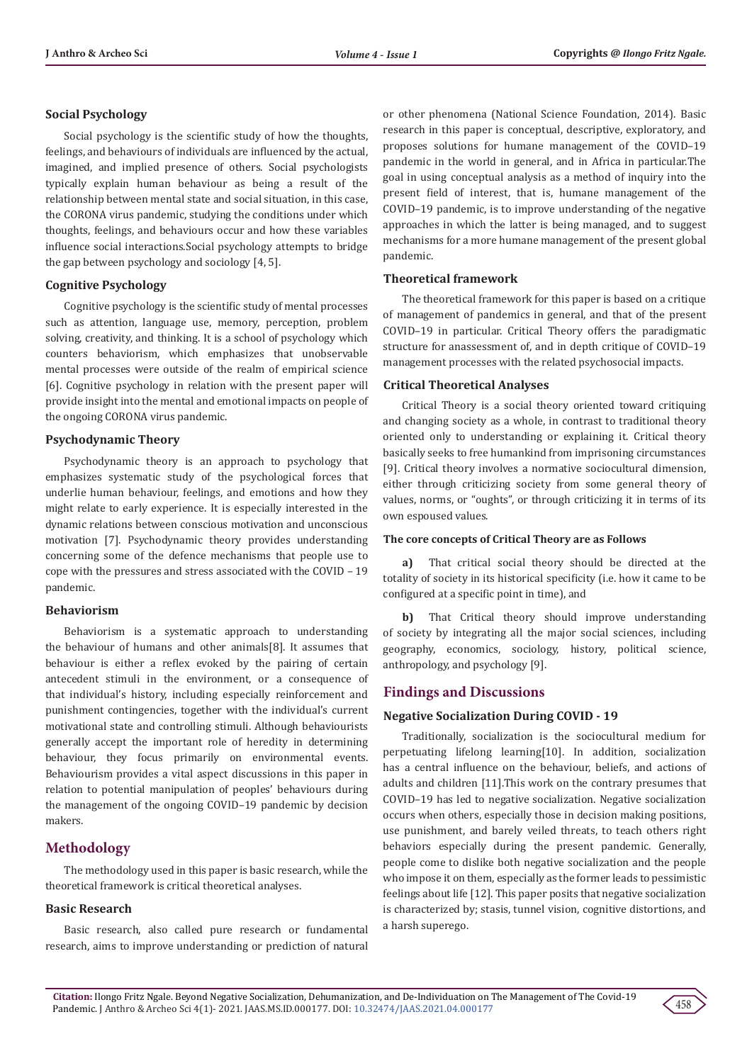### Social Psychology

Social psychology is the scientific study of how the thoughts, feelings, and behaviours of individuals are influenced by the actual, imagined, and implied presence of others. Social psychologists typically explain human behaviour as being a result of the relationship between mental state and social situation, in this case, the CORONA virus pandemic, studying the conditions under which thoughts, feelings, and behaviours occur and how these variables influence social interactions.Social psychology attempts to bridge the gap between psychology and sociology [4, 5].

### Cognitive Psychology

Cognitive psychology is the scientific study of mental processes such as attention, language use, memory, perception, problem solving, creativity, and thinking. It is a school of psychology which counters behaviorism, which emphasizes that unobservable mental processes were outside of the realm of empirical science [6]. Cognitive psychology in relation with the present paper will provide insight into the mental and emotional impacts on people of the ongoing CORONA virus pandemic.

### Psychodynamic Theory

Psychodynamic theory is an approach to psychology that emphasizes systematic study of the psychological forces that underlie human behaviour, feelings, and emotions and how they might relate to early experience. It is especially interested in the dynamic relations between conscious motivation and unconscious motivation [7]. Psychodynamic theory provides understanding concerning some of the defence mechanisms that people use to cope with the pressures and stress associated with the COVID – 19 pandemic.

### Behaviorism

Behaviorism is a systematic approach to understanding the behaviour of humans and other animals[8]. It assumes that behaviour is either a reflex evoked by the pairing of certain antecedent stimuli in the environment, or a consequence of that individual's history, including especially reinforcement and punishment contingencies, together with the individual's current motivational state and controlling stimuli. Although behaviourists generally accept the important role of heredity in determining behaviour, they focus primarily on environmental events. Behaviourism provides a vital aspect discussions in this paper in relation to potential manipulation of peoples' behaviours during the management of the ongoing COVID–19 pandemic by decision makers.

## Methodology

The methodology used in this paper is basic research, while the theoretical framework is critical theoretical analyses.

### Basic Research

Basic research, also called pure research or fundamental research, aims to improve understanding or prediction of natural or other phenomena (National Science Foundation, 2014). Basic research in this paper is conceptual, descriptive, exploratory, and proposes solutions for humane management of the COVID–19 pandemic in the world in general, and in Africa in particular.The goal in using conceptual analysis as a method of inquiry into the present field of interest, that is, humane management of the COVID–19 pandemic, is to improve understanding of the negative approaches in which the latter is being managed, and to suggest mechanisms for a more humane management of the present global pandemic.

### Theoretical framework

The theoretical framework for this paper is based on a critique of management of pandemics in general, and that of the present COVID–19 in particular. Critical Theory offers the paradigmatic structure for anassessment of, and in depth critique of COVID–19 management processes with the related psychosocial impacts.

### Critical Theoretical Analyses

Critical Theory is a social theory oriented toward critiquing and changing society as a whole, in contrast to traditional theory oriented only to understanding or explaining it. Critical theory basically seeks to free humankind from imprisoning circumstances [9]. Critical theory involves a normative sociocultural dimension, either through criticizing society from some general theory of values, norms, or "oughts", or through criticizing it in terms of its own espoused values.

#### The core concepts of Critical Theory are as Follows

**a)** That critical social theory should be directed at the totality of society in its historical specificity (i.e. how it came to be configured at a specific point in time), and

**b)** That Critical theory should improve understanding of society by integrating all the major social sciences, including geography, economics, sociology, history, political science, anthropology, and psychology [9].

## Findings and Discussions

### Negative Socialization During COVID - 19

Traditionally, socialization is the sociocultural medium for perpetuating lifelong learning[10]. In addition, socialization has a central influence on the behaviour, beliefs, and actions of adults and children [11].This work on the contrary presumes that COVID–19 has led to negative socialization. Negative socialization occurs when others, especially those in decision making positions, use punishment, and barely veiled threats, to teach others right behaviors especially during the present pandemic. Generally, people come to dislike both negative socialization and the people who impose it on them, especially as the former leads to pessimistic feelings about life [12]. This paper posits that negative socialization is characterized by; stasis, tunnel vision, cognitive distortions, and a harsh superego.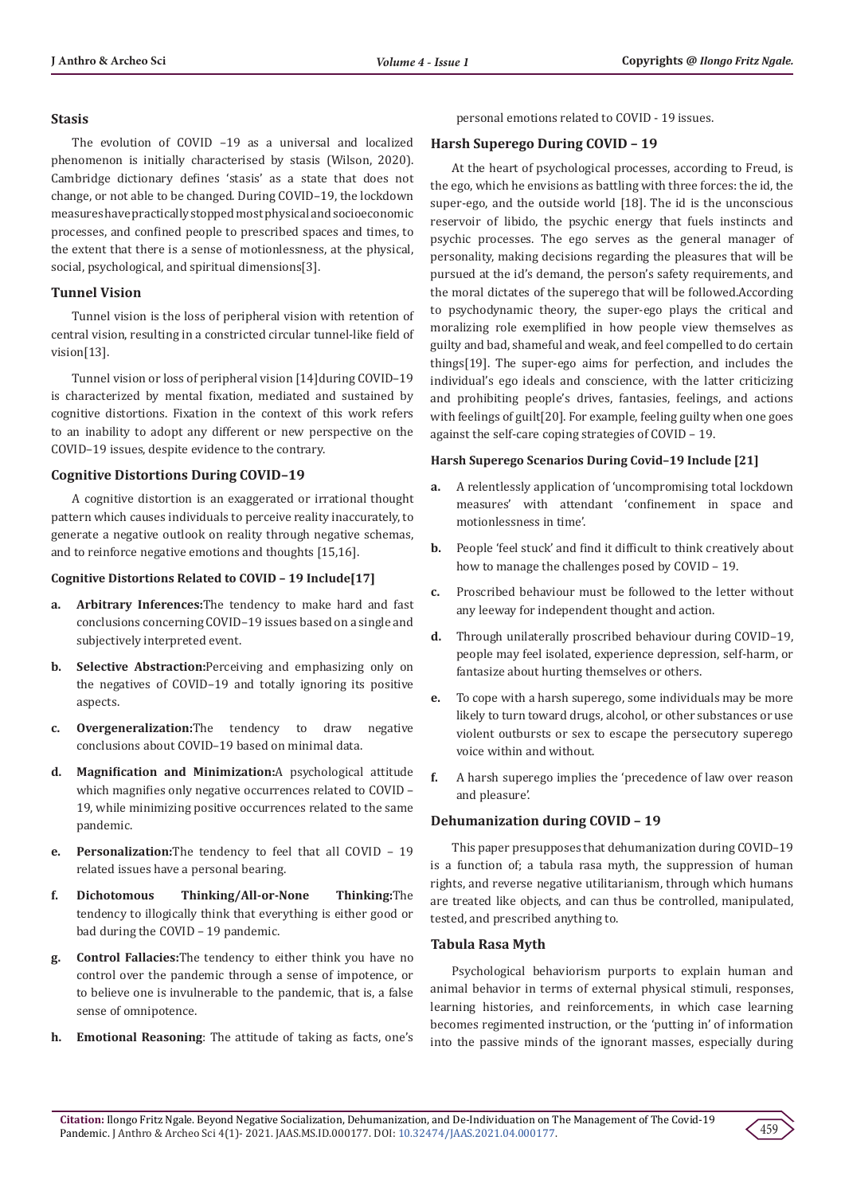### Stasis

The evolution of COVID –19 as a universal and localized phenomenon is initially characterised by stasis (Wilson, 2020). Cambridge dictionary defines 'stasis' as a state that does not change, or not able to be changed. During COVID–19, the lockdown measures have practically stopped most physical and socioeconomic processes, and confined people to prescribed spaces and times, to the extent that there is a sense of motionlessness, at the physical, social, psychological, and spiritual dimensions[3].

### Tunnel Vision

Tunnel vision is the loss of peripheral vision with retention of central vision, resulting in a constricted circular tunnel-like field of vision[13].

Tunnel vision or loss of peripheral vision [14]during COVID–19 is characterized by mental fixation, mediated and sustained by cognitive distortions. Fixation in the context of this work refers to an inability to adopt any different or new perspective on the COVID–19 issues, despite evidence to the contrary.

### Cognitive Distortions During COVID–19

A cognitive distortion is an exaggerated or irrational thought pattern which causes individuals to perceive reality inaccurately, to generate a negative outlook on reality through negative schemas, and to reinforce negative emotions and thoughts [15,16].

#### Cognitive Distortions Related to COVID – 19 Include[17]

a. **Arbitrary Inferences:**The tendency to make hard and fast conclusions concerning COVID–19 issues based on a single and subjectively interpreted event.

b. **Selective Abstraction:**Perceiving and emphasizing only on the negatives of COVID–19 and totally ignoring its positive aspects.

c. **Overgeneralization:**The tendency to draw negative conclusions about COVID–19 based on minimal data.

d. **Magnification and Minimization:**A psychological attitude which magnifies only negative occurrences related to COVID – 19, while minimizing positive occurrences related to the same pandemic.

e. **Personalization:**The tendency to feel that all COVID – 19 related issues have a personal bearing.

f. **Dichotomous Thinking/All-or-None Thinking:**The tendency to illogically think that everything is either good or bad during the COVID – 19 pandemic.

g. **Control Fallacies:**The tendency to either think you have no control over the pandemic through a sense of impotence, or to believe one is invulnerable to the pandemic, that is, a false sense of omnipotence.

h. **Emotional Reasoning**: The attitude of taking as facts, one's personal emotions related to COVID - 19 issues.

### Harsh Superego During COVID – 19

At the heart of psychological processes, according to Freud, is the ego, which he envisions as battling with three forces: the id, the super-ego, and the outside world [18]. The id is the unconscious reservoir of libido, the psychic energy that fuels instincts and psychic processes. The ego serves as the general manager of personality, making decisions regarding the pleasures that will be pursued at the id's demand, the person's safety requirements, and the moral dictates of the superego that will be followed.According to psychodynamic theory, the super-ego plays the critical and moralizing role exemplified in how people view themselves as guilty and bad, shameful and weak, and feel compelled to do certain things[19]. The super-ego aims for perfection, and includes the individual's ego ideals and conscience, with the latter criticizing and prohibiting people's drives, fantasies, feelings, and actions with feelings of guilt[20]. For example, feeling guilty when one goes against the self-care coping strategies of COVID – 19.

#### Harsh Superego Scenarios During Covid–19 Include [21]

a. A relentlessly application of 'uncompromising total lockdown measures' with attendant 'confinement in space and motionlessness in time'.

b. People 'feel stuck' and find it difficult to think creatively about how to manage the challenges posed by COVID – 19.

c. Proscribed behaviour must be followed to the letter without any leeway for independent thought and action.

d. Through unilaterally proscribed behaviour during COVID–19, people may feel isolated, experience depression, self-harm, or fantasize about hurting themselves or others.

e. To cope with a harsh superego, some individuals may be more likely to turn toward drugs, alcohol, or other substances or use violent outbursts or sex to escape the persecutory superego voice within and without.

f. A harsh superego implies the 'precedence of law over reason and pleasure'.

### Dehumanization during COVID – 19

This paper presupposes that dehumanization during COVID–19 is a function of; a tabula rasa myth, the suppression of human rights, and reverse negative utilitarianism, through which humans are treated like objects, and can thus be controlled, manipulated, tested, and prescribed anything to.

### Tabula Rasa Myth

Psychological behaviorism purports to explain human and animal behavior in terms of external physical stimuli, responses, learning histories, and reinforcements, in which case learning becomes regimented instruction, or the 'putting in' of information into the passive minds of the ignorant masses, especially during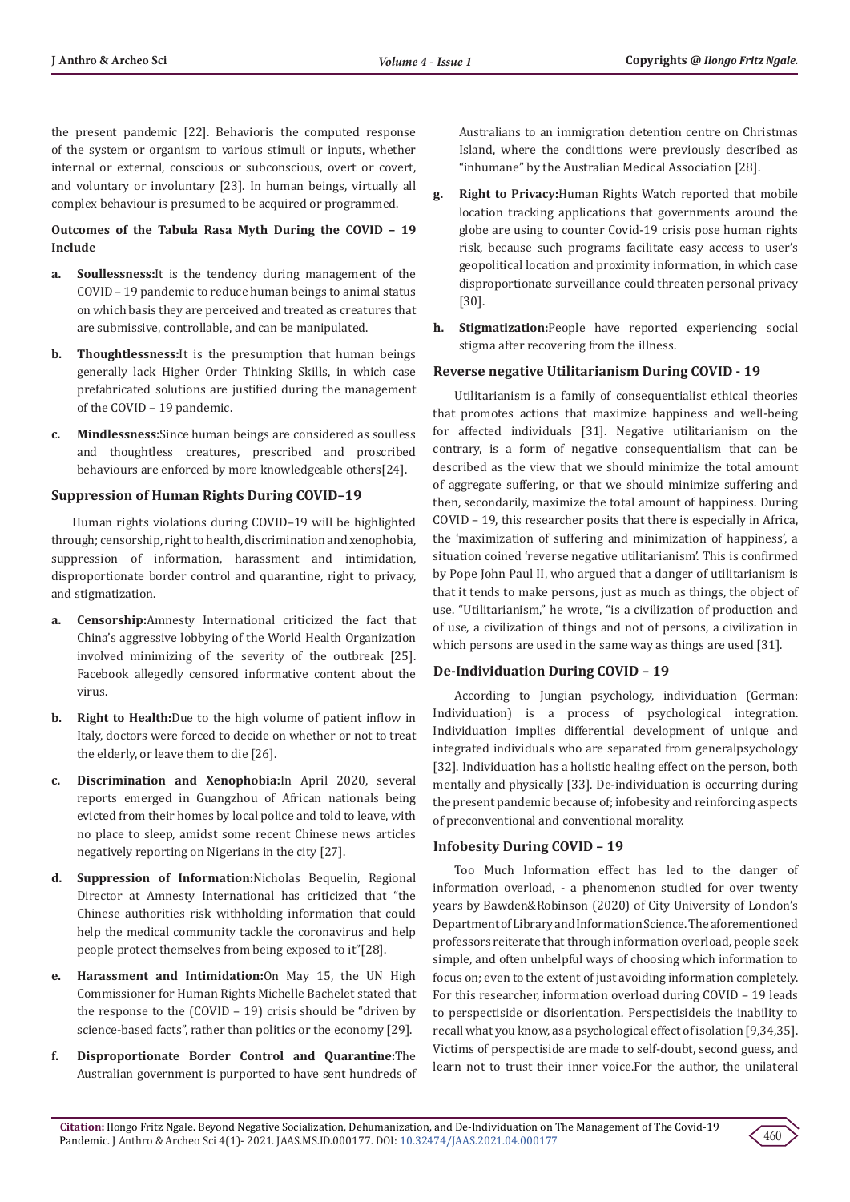the present pandemic [22]. Behavioris the computed response of the system or organism to various stimuli or inputs, whether internal or external, conscious or subconscious, overt or covert, and voluntary or involuntary [23]. In human beings, virtually all complex behaviour is presumed to be acquired or programmed.

**Outcomes of the Tabula Rasa Myth During the COVID – 19 Include**

a. **Soullessness:**It is the tendency during management of the COVID – 19 pandemic to reduce human beings to animal status on which basis they are perceived and treated as creatures that are submissive, controllable, and can be manipulated.

b. **Thoughtlessness:**It is the presumption that human beings generally lack Higher Order Thinking Skills, in which case prefabricated solutions are justified during the management of the COVID – 19 pandemic.

c. **Mindlessness:**Since human beings are considered as soulless and thoughtless creatures, prescribed and proscribed behaviours are enforced by more knowledgeable others[24].

### Suppression of Human Rights During COVID–19

Human rights violations during COVID–19 will be highlighted through; censorship, right to health, discrimination and xenophobia, suppression of information, harassment and intimidation, disproportionate border control and quarantine, right to privacy, and stigmatization.

a. **Censorship:**Amnesty International criticized the fact that China's aggressive lobbying of the World Health Organization involved minimizing of the severity of the outbreak [25]. Facebook allegedly censored informative content about the virus.

b. **Right to Health:**Due to the high volume of patient inflow in Italy, doctors were forced to decide on whether or not to treat the elderly, or leave them to die [26].

c. **Discrimination and Xenophobia:**In April 2020, several reports emerged in Guangzhou of African nationals being evicted from their homes by local police and told to leave, with no place to sleep, amidst some recent Chinese news articles negatively reporting on Nigerians in the city [27].

d. **Suppression of Information:**Nicholas Bequelin, Regional Director at Amnesty International has criticized that "the Chinese authorities risk withholding information that could help the medical community tackle the coronavirus and help people protect themselves from being exposed to it"[28].

e. **Harassment and Intimidation:**On May 15, the UN High Commissioner for Human Rights Michelle Bachelet stated that the response to the (COVID – 19) crisis should be "driven by science-based facts", rather than politics or the economy [29].

f. **Disproportionate Border Control and Quarantine:**The Australian government is purported to have sent hundreds of Australians to an immigration detention centre on Christmas Island, where the conditions were previously described as "inhumane" by the Australian Medical Association [28].

g. **Right to Privacy:**Human Rights Watch reported that mobile location tracking applications that governments around the globe are using to counter Covid-19 crisis pose human rights risk, because such programs facilitate easy access to user's geopolitical location and proximity information, in which case disproportionate surveillance could threaten personal privacy [30].

h. **Stigmatization:**People have reported experiencing social stigma after recovering from the illness.

### Reverse negative Utilitarianism During COVID - 19

Utilitarianism is a family of consequentialist ethical theories that promotes actions that maximize happiness and well-being for affected individuals [31]. Negative utilitarianism on the contrary, is a form of negative consequentialism that can be described as the view that we should minimize the total amount of aggregate suffering, or that we should minimize suffering and then, secondarily, maximize the total amount of happiness. During COVID – 19, this researcher posits that there is especially in Africa, the 'maximization of suffering and minimization of happiness', a situation coined 'reverse negative utilitarianism'. This is confirmed by Pope John Paul II, who argued that a danger of utilitarianism is that it tends to make persons, just as much as things, the object of use. "Utilitarianism," he wrote, "is a civilization of production and of use, a civilization of things and not of persons, a civilization in which persons are used in the same way as things are used [31].

### De-Individuation During COVID – 19

According to Jungian psychology, individuation (German: Individuation) is a process of psychological integration. Individuation implies differential development of unique and integrated individuals who are separated from generalpsychology [32]. Individuation has a holistic healing effect on the person, both mentally and physically [33]. De-individuation is occurring during the present pandemic because of; infobesity and reinforcing aspects of preconventional and conventional morality.

### Infobesity During COVID – 19

Too Much Information effect has led to the danger of information overload, - a phenomenon studied for over twenty years by Bawden&Robinson (2020) of City University of London's Department of Library and Information Science. The aforementioned professors reiterate that through information overload, people seek simple, and often unhelpful ways of choosing which information to focus on; even to the extent of just avoiding information completely. For this researcher, information overload during COVID – 19 leads to perspectiside or disorientation. Perspectisideis the inability to recall what you know, as a psychological effect of isolation [9,34,35]. Victims of perspectiside are made to self-doubt, second guess, and learn not to trust their inner voice.For the author, the unilateral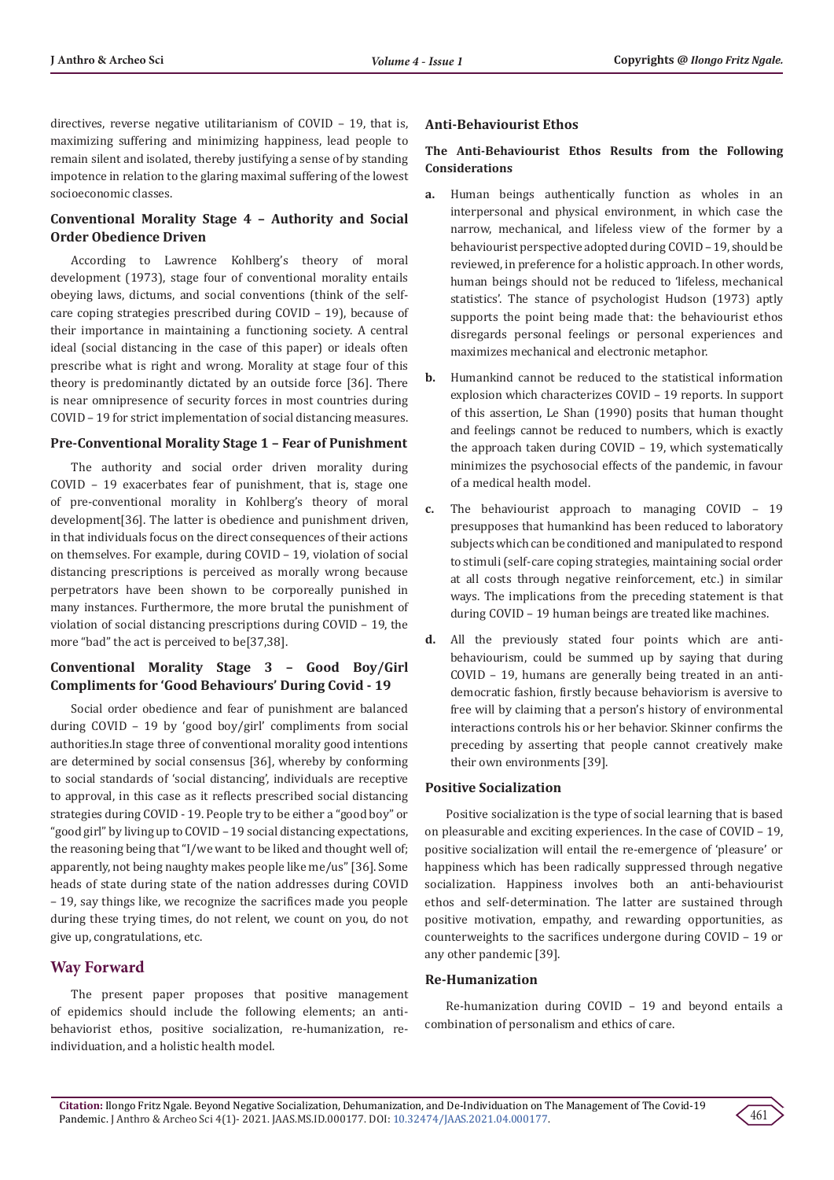directives, reverse negative utilitarianism of COVID – 19, that is, maximizing suffering and minimizing happiness, lead people to remain silent and isolated, thereby justifying a sense of by standing impotence in relation to the glaring maximal suffering of the lowest socioeconomic classes.

### Conventional Morality Stage 4 – Authority and Social Order Obedience Driven

According to Lawrence Kohlberg's theory of moral development (1973), stage four of conventional morality entails obeying laws, dictums, and social conventions (think of the self-care coping strategies prescribed during COVID – 19), because of their importance in maintaining a functioning society. A central ideal (social distancing in the case of this paper) or ideals often prescribe what is right and wrong. Morality at stage four of this theory is predominantly dictated by an outside force [36]. There is near omnipresence of security forces in most countries during COVID – 19 for strict implementation of social distancing measures.

### Pre-Conventional Morality Stage 1 – Fear of Punishment

The authority and social order driven morality during COVID – 19 exacerbates fear of punishment, that is, stage one of pre-conventional morality in Kohlberg's theory of moral development[36]. The latter is obedience and punishment driven, in that individuals focus on the direct consequences of their actions on themselves. For example, during COVID – 19, violation of social distancing prescriptions is perceived as morally wrong because perpetrators have been shown to be corporeally punished in many instances. Furthermore, the more brutal the punishment of violation of social distancing prescriptions during COVID – 19, the more "bad" the act is perceived to be[37,38].

### Conventional Morality Stage 3 – Good Boy/Girl Compliments for 'Good Behaviours' During Covid - 19

Social order obedience and fear of punishment are balanced during COVID – 19 by 'good boy/girl' compliments from social authorities.In stage three of conventional morality good intentions are determined by social consensus [36], whereby by conforming to social standards of 'social distancing', individuals are receptive to approval, in this case as it reflects prescribed social distancing strategies during COVID - 19. People try to be either a "good boy" or "good girl" by living up to COVID – 19 social distancing expectations, the reasoning being that "I/we want to be liked and thought well of; apparently, not being naughty makes people like me/us" [36]. Some heads of state during state of the nation addresses during COVID – 19, say things like, we recognize the sacrifices made you people during these trying times, do not relent, we count on you, do not give up, congratulations, etc.

## Way Forward

The present paper proposes that positive management of epidemics should include the following elements; an anti-behaviorist ethos, positive socialization, re-humanization, re-individuation, and a holistic health model.

### Anti-Behaviourist Ethos

#### The Anti-Behaviourist Ethos Results from the Following Considerations

a. Human beings authentically function as wholes in an interpersonal and physical environment, in which case the narrow, mechanical, and lifeless view of the former by a behaviourist perspective adopted during COVID – 19, should be reviewed, in preference for a holistic approach. In other words, human beings should not be reduced to 'lifeless, mechanical statistics'. The stance of psychologist Hudson (1973) aptly supports the point being made that: the behaviourist ethos disregards personal feelings or personal experiences and maximizes mechanical and electronic metaphor.

b. Humankind cannot be reduced to the statistical information explosion which characterizes COVID – 19 reports. In support of this assertion, Le Shan (1990) posits that human thought and feelings cannot be reduced to numbers, which is exactly the approach taken during COVID – 19, which systematically minimizes the psychosocial effects of the pandemic, in favour of a medical health model.

c. The behaviourist approach to managing COVID – 19 presupposes that humankind has been reduced to laboratory subjects which can be conditioned and manipulated to respond to stimuli (self-care coping strategies, maintaining social order at all costs through negative reinforcement, etc.) in similar ways. The implications from the preceding statement is that during COVID – 19 human beings are treated like machines.

d. All the previously stated four points which are anti-behaviourism, could be summed up by saying that during COVID – 19, humans are generally being treated in an anti-democratic fashion, firstly because behiviorism is aversive to free will by claiming that a person's history of environmental interactions controls his or her behavior. Skinner confirms the preceding by asserting that people cannot creatively make their own environments [39].

### Positive Socialization

Positive socialization is the type of social learning that is based on pleasurable and exciting experiences. In the case of COVID – 19, positive socialization will entail the re-emergence of 'pleasure' or happiness which has been radically suppressed through negative socialization. Happiness involves both an anti-behaviourist ethos and self-determination. The latter are sustained through positive motivation, empathy, and rewarding opportunities, as counterweights to the sacrifices undergone during COVID – 19 or any other pandemic [39].

### Re-Humanization

Re-humanization during COVID – 19 and beyond entails a combination of personalism and ethics of care.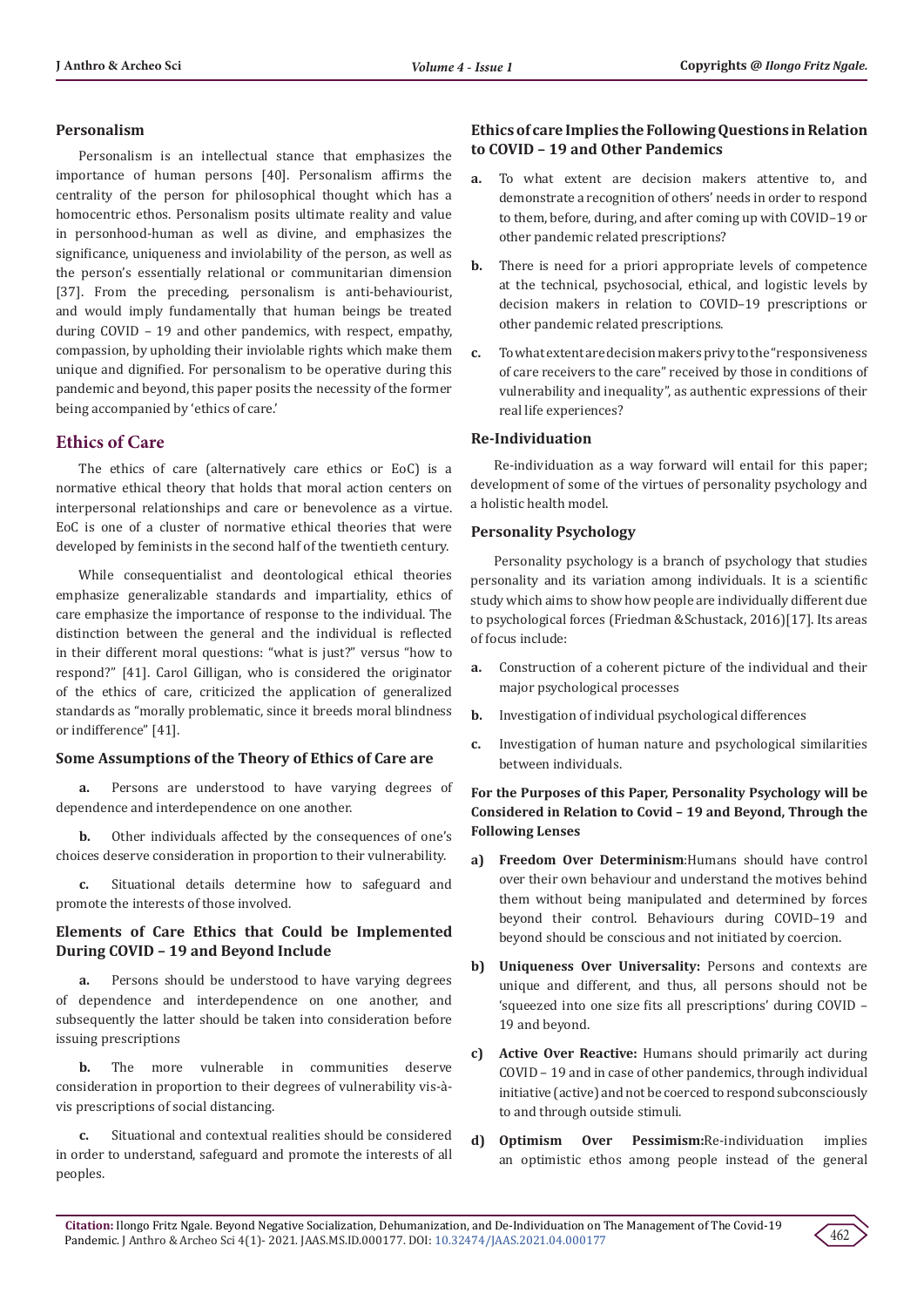### Personalism

Personalism is an intellectual stance that emphasizes the importance of human persons [40]. Personalism affirms the centrality of the person for philosophical thought which has a homocentric ethos. Personalism posits ultimate reality and value in personhood-human as well as divine, and emphasizes the significance, uniqueness and inviolability of the person, as well as the person's essentially relational or communitarian dimension [37]. From the preceding, personalism is anti-behaviourist, and would imply fundamentally that human beings be treated during COVID – 19 and other pandemics, with respect, empathy, compassion, by upholding their inviolable rights which make them unique and dignified. For personalism to be operative during this pandemic and beyond, this paper posits the necessity of the former being accompanied by 'ethics of care.'

## Ethics of Care

The ethics of care (alternatively care ethics or EoC) is a normative ethical theory that holds that moral action centers on interpersonal relationships and care or benevolence as a virtue. EoC is one of a cluster of normative ethical theories that were developed by feminists in the second half of the twentieth century.

While consequentialist and deontological ethical theories emphasize generalizable standards and impartiality, ethics of care emphasize the importance of response to the individual. The distinction between the general and the individual is reflected in their different moral questions: "what is just?" versus "how to respond?" [41]. Carol Gilligan, who is considered the originator of the ethics of care, criticized the application of generalized standards as "morally problematic, since it breeds moral blindness or indifference" [41].

### Some Assumptions of the Theory of Ethics of Care are

**a.** Persons are understood to have varying degrees of dependence and interdependence on one another.

**b.** Other individuals affected by the consequences of one's choices deserve consideration in proportion to their vulnerability.

**c.** Situational details determine how to safeguard and promote the interests of those involved.

### Elements of Care Ethics that Could be Implemented During COVID – 19 and Beyond Include

**a.** Persons should be understood to have varying degrees of dependence and interdependence on one another, and subsequently the latter should be taken into consideration before issuing prescriptions

**b.** The more vulnerable in communities deserve consideration in proportion to their degrees of vulnerability vis-à-vis prescriptions of social distancing.

**c.** Situational and contextual realities should be considered in order to understand, safeguard and promote the interests of all peoples.

### Ethics of care Implies the Following Questions in Relation to COVID – 19 and Other Pandemics

**a.** To what extent are decision makers attentive to, and demonstrate a recognition of others' needs in order to respond to them, before, during, and after coming up with COVID–19 or other pandemic related prescriptions?

**b.** There is need for a priori appropriate levels of competence at the technical, psychosocial, ethical, and logistic levels by decision makers in relation to COVID–19 prescriptions or other pandemic related prescriptions.

**c.** To what extent are decision makers privy to the "responsiveness of care receivers to the care" received by those in conditions of vulnerability and inequality", as authentic expressions of their real life experiences?

### Re-Individuation

Re-individuation as a way forward will entail for this paper; development of some of the virtues of personality psychology and a holistic health model.

### Personality Psychology

Personality psychology is a branch of psychology that studies personality and its variation among individuals. It is a scientific study which aims to show how people are individually different due to psychological forces (Friedman &Schustack, 2016)[17]. Its areas of focus include:

**a.** Construction of a coherent picture of the individual and their major psychological processes

**b.** Investigation of individual psychological differences

**c.** Investigation of human nature and psychological similarities between individuals.

### For the Purposes of this Paper, Personality Psychology will be Considered in Relation to Covid – 19 and Beyond, Through the Following Lenses

**a)** **Freedom Over Determinism**:Humans should have control over their own behaviour and understand the motives behind them without being manipulated and determined by forces beyond their control. Behaviours during COVID–19 and beyond should be conscious and not initiated by coercion.

**b)** **Uniqueness Over Universality:** Persons and contexts are unique and different, and thus, all persons should not be 'squeezed into one size fits all prescriptions' during COVID – 19 and beyond.

**c)** **Active Over Reactive:** Humans should primarily act during COVID – 19 and in case of other pandemics, through individual initiative (active) and not be coerced to respond subconsciously to and through outside stimuli.

**d)** **Optimism Over Pessimism:**Re-individuation implies an optimistic ethos among people instead of the general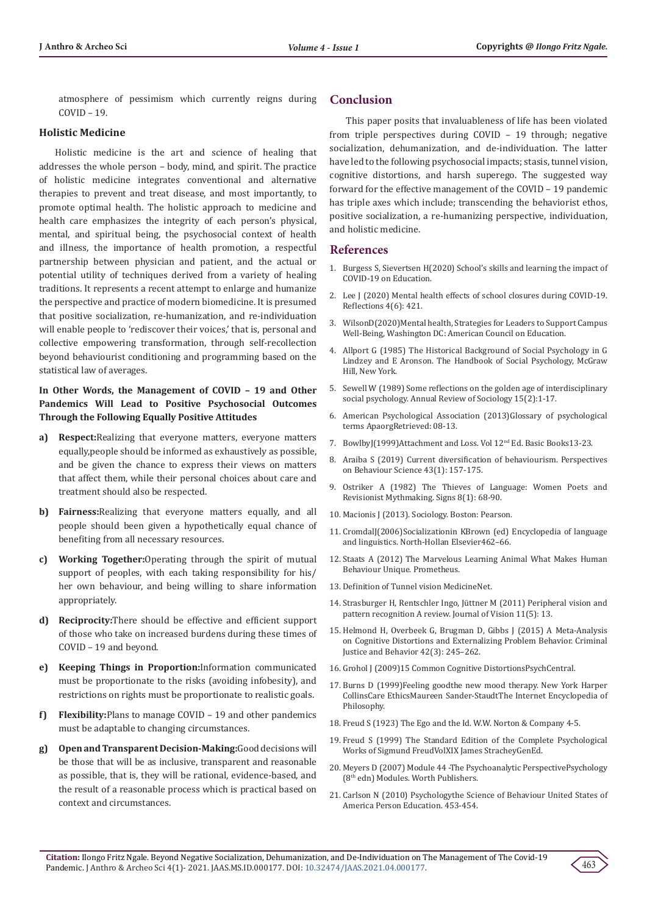atmosphere of pessimism which currently reigns during COVID – 19.

## Holistic Medicine

Holistic medicine is the art and science of healing that addresses the whole person – body, mind, and spirit. The practice of holistic medicine integrates conventional and alternative therapies to prevent and treat disease, and most importantly, to promote optimal health. The holistic approach to medicine and health care emphasizes the integrity of each person's physical, mental, and spiritual being, the psychosocial context of health and illness, the importance of health promotion, a respectful partnership between physician and patient, and the actual or potential utility of techniques derived from a variety of healing traditions. It represents a recent attempt to enlarge and humanize the perspective and practice of modern biomedicine. It is presumed that positive socialization, re-humanization, and re-individuation will enable people to 'rediscover their voices,' that is, personal and collective empowering transformation, through self-recollection beyond behaviourist conditioning and programming based on the statistical law of averages.

### In Other Words, the Management of COVID – 19 and Other Pandemics Will Lead to Positive Psychosocial Outcomes Through the Following Equally Positive Attitudes

a) **Respect:** Realizing that everyone matters, everyone matters equally, people should be informed as exhaustively as possible, and be given the chance to express their views on matters that affect them, while their personal choices about care and treatment should also be respected.

b) **Fairness:** Realizing that everyone matters equally, and all people should been given a hypothetically equal chance of benefiting from all necessary resources.

c) **Working Together:** Operating through the spirit of mutual support of peoples, with each taking responsibility for his/ her own behaviour, and being willing to share information appropriately.

d) **Reciprocity:** There should be effective and efficient support of those who take on increased burdens during these times of COVID – 19 and beyond.

e) **Keeping Things in Proportion:** Information communicated must be proportionate to the risks (avoiding infobesity), and restrictions on rights must be proportionate to realistic goals.

f) **Flexibility:** Plans to manage COVID – 19 and other pandemics must be adaptable to changing circumstances.

g) **Open and Transparent Decision-Making:** Good decisions will be those that will be as inclusive, transparent and reasonable as possible, that is, they will be rational, evidence-based, and the result of a reasonable process which is practical based on context and circumstances.

## Conclusion

This paper posits that invaluableness of life has been violated from triple perspectives during COVID – 19 through; negative socialization, dehumanization, and de-individuation. The latter have led to the following psychosocial impacts; stasis, tunnel vision, cognitive distortions, and harsh superego. The suggested way forward for the effective management of the COVID – 19 pandemic has triple axes which include; transcending the behaviorist ethos, positive socialization, a re-humanizing perspective, individuation, and holistic medicine.

## References

1. Burgess S, Sievertsen H(2020) School's skills and learning the impact of COVID-19 on Education.
2. Lee J (2020) Mental health effects of school closures during COVID-19. Reflections 4(6): 421.
3. WilsonD(2020)Mental health, Strategies for Leaders to Support Campus Well-Being, Washington DC: American Council on Education.
4. Allport G (1985) The Historical Background of Social Psychology in G Lindzey and E Aronson. The Handbook of Social Psychology, McGraw Hill, New York.
5. Sewell W (1989) Some reflections on the golden age of interdisciplinary social psychology. Annual Review of Sociology 15(2):1-17.
6. American Psychological Association (2013)Glossary of psychological terms ApaorgRetrieved: 08-13.
7. BowlbyJ(1999)Attachment and Loss. Vol 12nd Ed. Basic Books13-23.
8. Araiba S (2019) Current diversification of behaviourism. Perspectives on Behaviour Science 43(1): 157-175.
9. Ostriker A (1982) The Thieves of Language: Women Poets and Revisionist Mythmaking. Signs 8(1): 68-90.
10. Macionis J (2013). Sociology. Boston: Pearson.
11. CromdalJ(2006)Socializationin KBrown (ed) Encyclopedia of language and linguistics. North-Hollan Elsevier462–66.
12. Staats A (2012) The Marvelous Learning Animal What Makes Human Behaviour Unique. Prometheus.
13. Definition of Tunnel vision MedicineNet.
14. Strasburger H, Rentschler Ingo, Jüttner M (2011) Peripheral vision and pattern recognition A review. Journal of Vision 11(5): 13.
15. Helmond H, Overbeek G, Brugman D, Gibbs J (2015) A Meta-Analysis on Cognitive Distortions and Externalizing Problem Behavior. Criminal Justice and Behavior 42(3): 245–262.
16. Grohol J (2009)15 Common Cognitive DistortionsPsychCentral.
17. Burns D (1999)Feeling goodthe new mood therapy. New York Harper CollinsCare EthicsMaureen Sander-StaudtThe Internet Encyclopedia of Philosophy.
18. Freud S (1923) The Ego and the Id. W.W. Norton & Company 4-5.
19. Freud S (1999) The Standard Edition of the Complete Psychological Works of Sigmund FreudVolXIX James StracheyGenEd.
20. Meyers D (2007) Module 44 -The Psychoanalytic PerspectivePsychology (8th edn) Modules. Worth Publishers.
21. Carlson N (2010) Psychologythe Science of Behaviour United States of America Person Education. 453-454.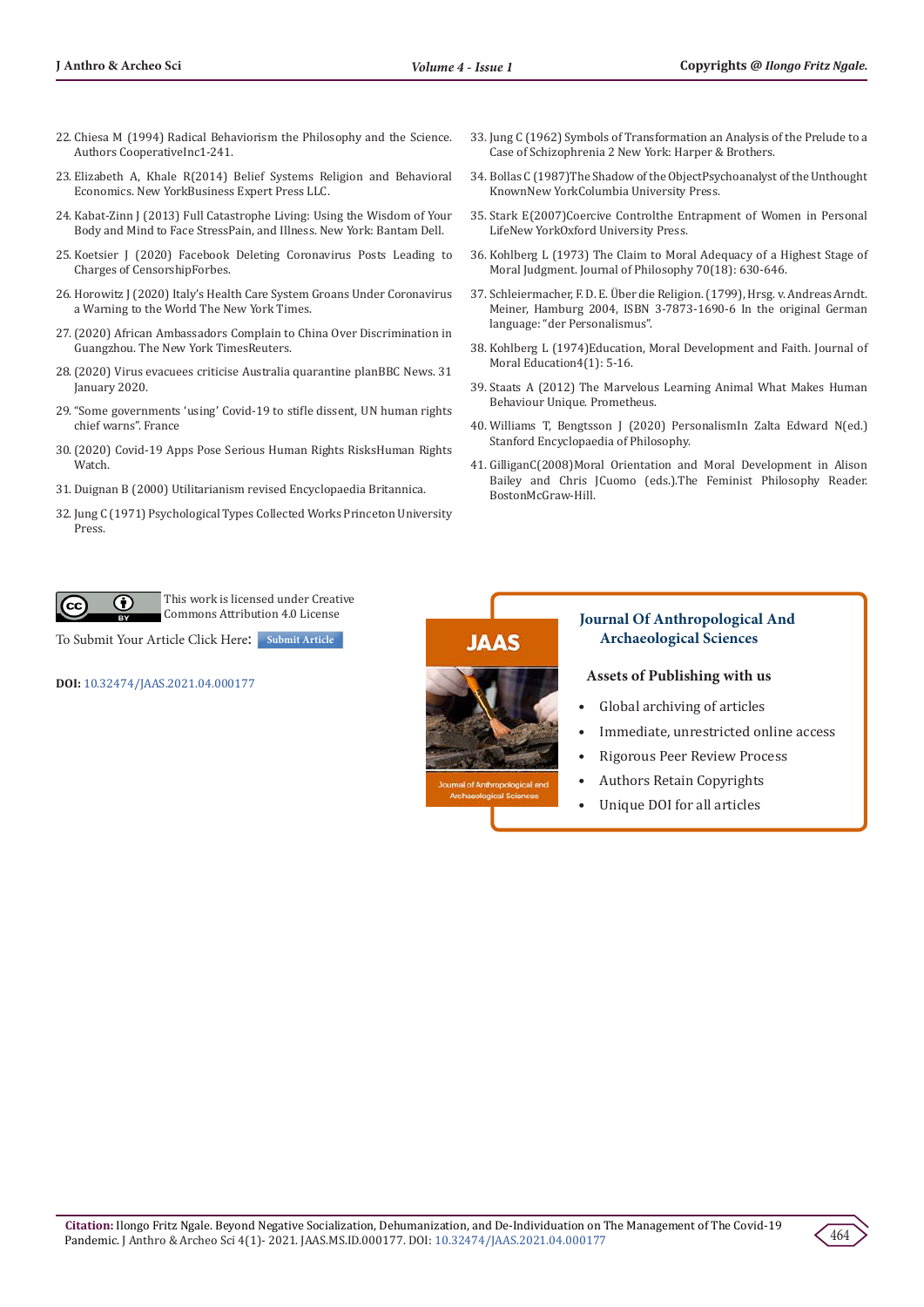22. Chiesa M (1994) Radical Behaviorism the Philosophy and the Science. Authors CooperativeInc1-241.
23. Elizabeth A, Khale R(2014) Belief Systems Religion and Behavioral Economics. New YorkBusiness Expert Press LLC.
24. Kabat-Zinn J (2013) Full Catastrophe Living: Using the Wisdom of Your Body and Mind to Face StressPain, and Illness. New York: Bantam Dell.
25. Koetsier J (2020) Facebook Deleting Coronavirus Posts Leading to Charges of CensorshipForbes.
26. Horowitz J (2020) Italy's Health Care System Groans Under Coronavirus a Warning to the World The New York Times.
27. (2020) African Ambassadors Complain to China Over Discrimination in Guangzhou. The New York TimesReuters.
28. (2020) Virus evacuees criticise Australia quarantine planBBC News. 31 January 2020.
29. "Some governments 'using' Covid-19 to stifle dissent, UN human rights chief warns". France
30. (2020) Covid-19 Apps Pose Serious Human Rights RisksHuman Rights Watch.
31. Duignan B (2000) Utilitarianism revised Encyclopaedia Britannica.
32. Jung C (1971) Psychological Types Collected Works Princeton University Press.
33. Jung C (1962) Symbols of Transformation an Analysis of the Prelude to a Case of Schizophrenia 2 New York: Harper & Brothers.
34. Bollas C (1987)The Shadow of the ObjectPsychoanalyst of the Unthought KnownNew YorkColumbia University Press.
35. Stark E(2007)Coercive Controlthe Entrapment of Women in Personal LifeNew YorkOxford University Press.
36. Kohlberg L (1973) The Claim to Moral Adequacy of a Highest Stage of Moral Judgment. Journal of Philosophy 70(18): 630-646.
37. Schleiermacher, F. D. E. Über die Religion. (1799), Hrsg. v. Andreas Arndt. Meiner, Hamburg 2004, ISBN 3-7873-1690-6 In the original German language: "der Personalismus".
38. Kohlberg L (1974)Education, Moral Development and Faith. Journal of Moral Education4(1): 5-16.
39. Staats A (2012) The Marvelous Learning Animal What Makes Human Behaviour Unique. Prometheus.
40. Williams T, Bengtsson J (2020) PersonalismIn Zalta Edward N(ed.) Stanford Encyclopaedia of Philosophy.
41. GilliganC(2008)Moral Orientation and Moral Development in Alison Bailey and Chris JCuomo (eds.).The Feminist Philosophy Reader. BostonMcGraw-Hill.

This work is licensed under Creative Commons Attribution 4.0 License

To Submit Your Article Click Here: Submit Article

**DOI:** 10.32474/JAAS.2021.04.000177

### Journal Of Anthropological And Archaeological Sciences

**Assets of Publishing with us**

- Global archiving of articles
- Immediate, unrestricted online access
- Rigorous Peer Review Process
- Authors Retain Copyrights
- Unique DOI for all articles

**Citation:** Ilongo Fritz Ngale. Beyond Negative Socialization, Dehumanization, and De-Individuation on The Management of The Covid-19 Pandemic. J Anthro & Archeo Sci 4(1)- 2021. JAAS.MS.ID.000177. DOI: 10.32474/JAAS.2021.04.000177